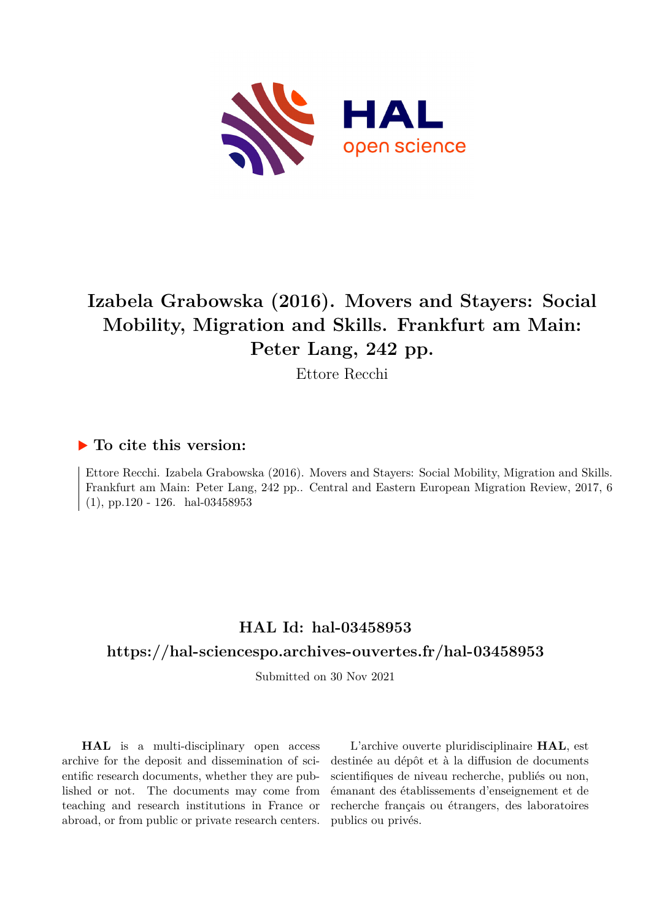# Izabela Grabowska (2016). Movers and Stayers: Social Mobility, Migration and Skills. Frankfurt am Main: Peter Lang, 242 pp.

Ettore Recchi

## ▶ To cite this version:

Ettore Recchi. Izabela Grabowska (2016). Movers and Stayers: Social Mobility, Migration and Skills. Frankfurt am Main: Peter Lang, 242 pp.. Central and Eastern European Migration Review, 2017, 6 (1), pp.120 - 126. hal-03458953

## HAL Id: hal-03458953

## https://hal-sciencespo.archives-ouvertes.fr/hal-03458953

Submitted on 30 Nov 2021

**HAL** is a multi-disciplinary open access archive for the deposit and dissemination of scientific research documents, whether they are published or not. The documents may come from teaching and research institutions in France or abroad, or from public or private research centers.

L'archive ouverte pluridisciplinaire **HAL**, est destinée au dépôt et à la diffusion de documents scientifiques de niveau recherche, publiés ou non, émanant des établissements d'enseignement et de recherche français ou étrangers, des laboratoires publics ou privés.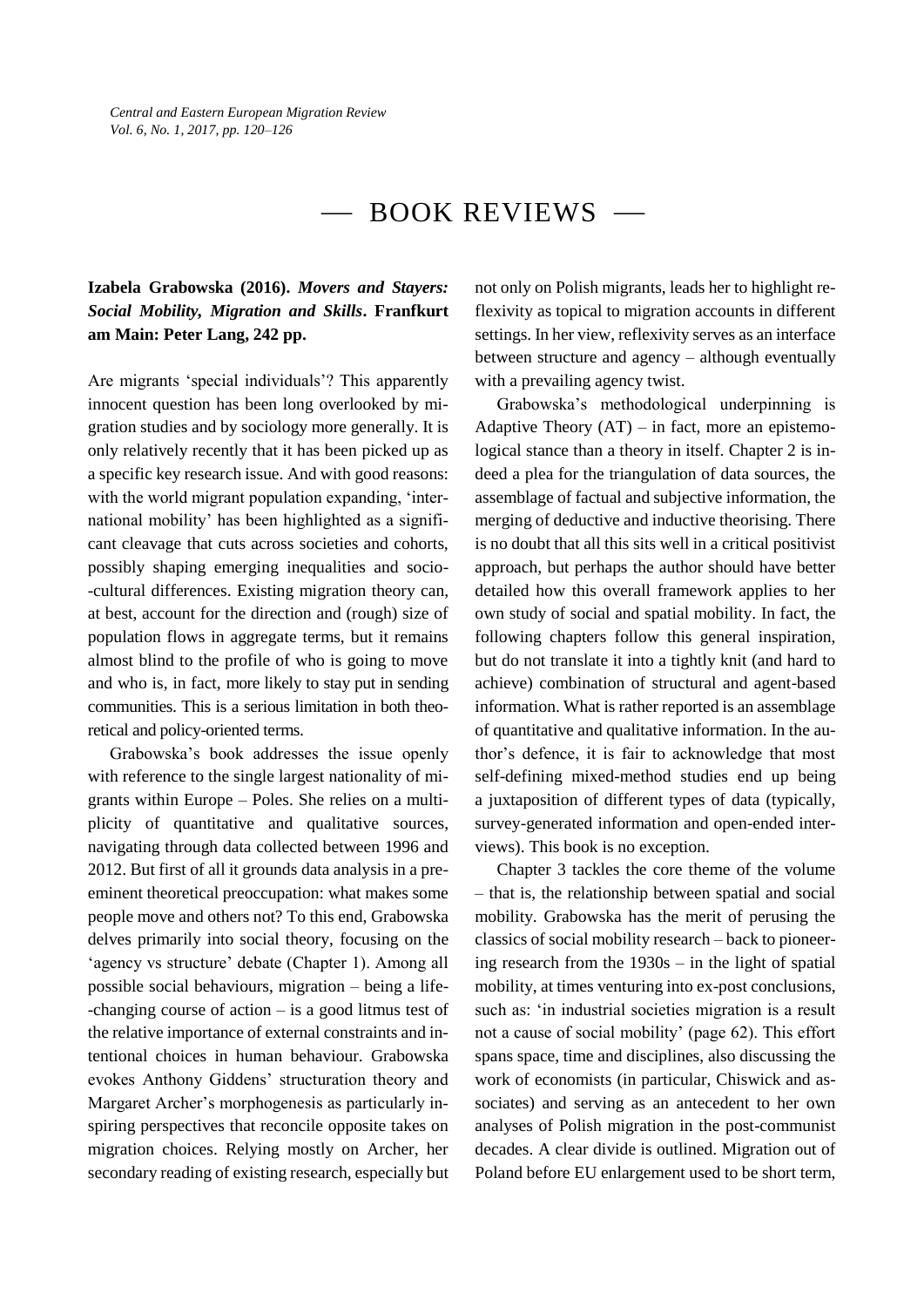# — BOOK REVIEWS —

**Izabela Grabowska (2016).** ***Movers and Stayers: Social Mobility, Migration and Skills*****. Frankfurt am Main: Peter Lang, 242 pp.**

Are migrants 'special individuals'? This apparently innocent question has been long overlooked by migration studies and by sociology more generally. It is only relatively recently that it has been picked up as a specific key research issue. And with good reasons: with the world migrant population expanding, 'international mobility' has been highlighted as a significant cleavage that cuts across societies and cohorts, possibly shaping emerging inequalities and socio-cultural differences. Existing migration theory can, at best, account for the direction and (rough) size of population flows in aggregate terms, but it remains almost blind to the profile of who is going to move and who is, in fact, more likely to stay put in sending communities. This is a serious limitation in both theoretical and policy-oriented terms.

Grabowska's book addresses the issue openly with reference to the single largest nationality of migrants within Europe – Poles. She relies on a multiplicity of quantitative and qualitative sources, navigating through data collected between 1996 and 2012. But first of all it grounds data analysis in a preeminent theoretical preoccupation: what makes some people move and others not? To this end, Grabowska delves primarily into social theory, focusing on the 'agency vs structure' debate (Chapter 1). Among all possible social behaviours, migration – being a life-changing course of action – is a good litmus test of the relative importance of external constraints and intentional choices in human behaviour. Grabowska evokes Anthony Giddens' structuration theory and Margaret Archer's morphogenesis as particularly inspiring perspectives that reconcile opposite takes on migration choices. Relying mostly on Archer, her secondary reading of existing research, especially but not only on Polish migrants, leads her to highlight reflexivity as topical to migration accounts in different settings. In her view, reflexivity serves as an interface between structure and agency – although eventually with a prevailing agency twist.

Grabowska's methodological underpinning is Adaptive Theory (AT) – in fact, more an epistemological stance than a theory in itself. Chapter 2 is indeed a plea for the triangulation of data sources, the assemblage of factual and subjective information, the merging of deductive and inductive theorising. There is no doubt that all this sits well in a critical positivist approach, but perhaps the author should have better detailed how this overall framework applies to her own study of social and spatial mobility. In fact, the following chapters follow this general inspiration, but do not translate it into a tightly knit (and hard to achieve) combination of structural and agent-based information. What is rather reported is an assemblage of quantitative and qualitative information. In the author's defence, it is fair to acknowledge that most self-defining mixed-method studies end up being a juxtaposition of different types of data (typically, survey-generated information and open-ended interviews). This book is no exception.

Chapter 3 tackles the core theme of the volume – that is, the relationship between spatial and social mobility. Grabowska has the merit of perusing the classics of social mobility research – back to pioneering research from the 1930s – in the light of spatial mobility, at times venturing into ex-post conclusions, such as: 'in industrial societies migration is a result not a cause of social mobility' (page 62). This effort spans space, time and disciplines, also discussing the work of economists (in particular, Chiswick and associates) and serving as an antecedent to her own analyses of Polish migration in the post-communist decades. A clear divide is outlined. Migration out of Poland before EU enlargement used to be short term,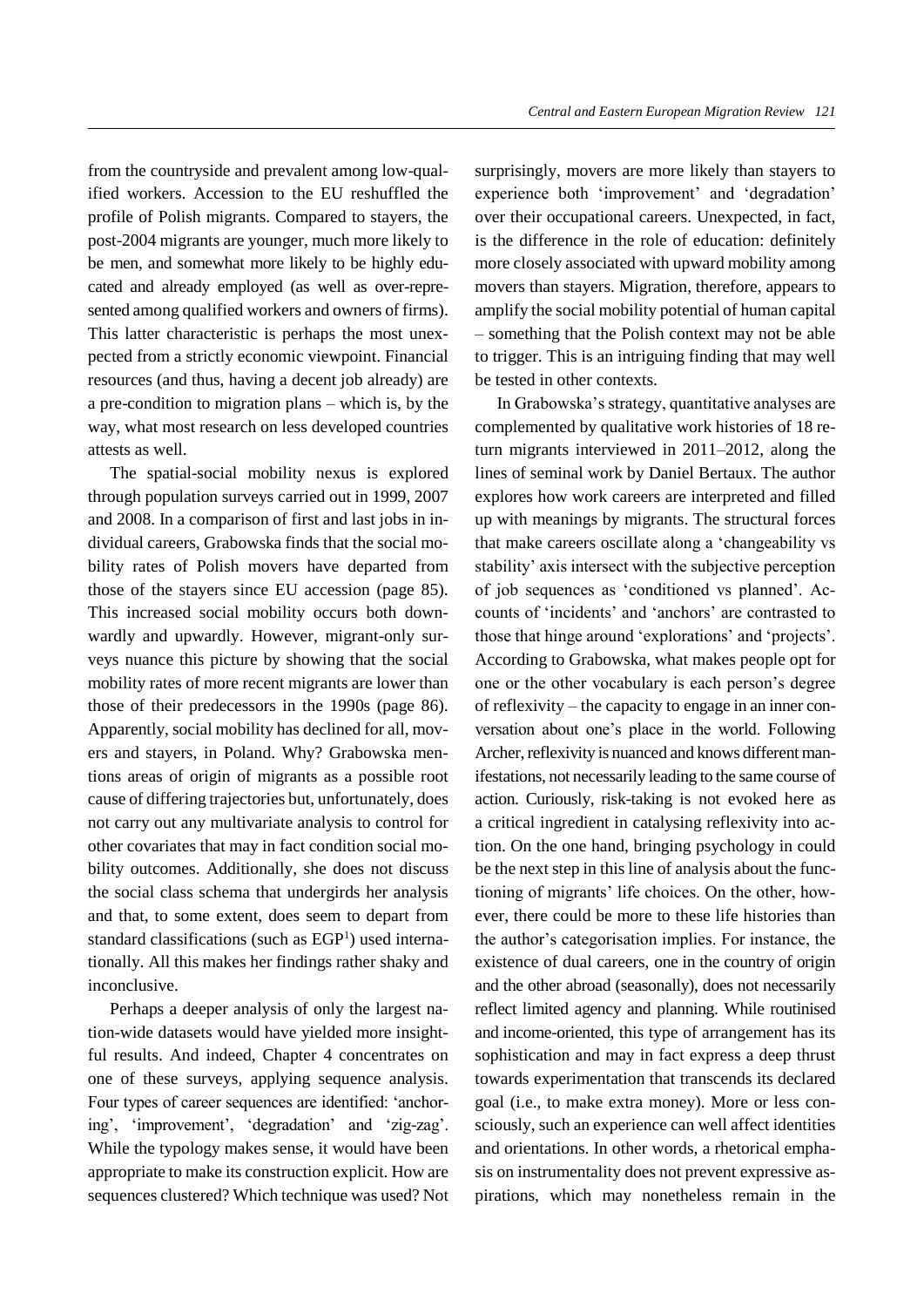from the countryside and prevalent among low-qualified workers. Accession to the EU reshuffled the profile of Polish migrants. Compared to stayers, the post-2004 migrants are younger, much more likely to be men, and somewhat more likely to be highly educated and already employed (as well as over-represented among qualified workers and owners of firms). This latter characteristic is perhaps the most unexpected from a strictly economic viewpoint. Financial resources (and thus, having a decent job already) are a pre-condition to migration plans – which is, by the way, what most research on less developed countries attests as well.

The spatial-social mobility nexus is explored through population surveys carried out in 1999, 2007 and 2008. In a comparison of first and last jobs in individual careers, Grabowska finds that the social mobility rates of Polish movers have departed from those of the stayers since EU accession (page 85). This increased social mobility occurs both downwardly and upwardly. However, migrant-only surveys nuance this picture by showing that the social mobility rates of more recent migrants are lower than those of their predecessors in the 1990s (page 86). Apparently, social mobility has declined for all, movers and stayers, in Poland. Why? Grabowska mentions areas of origin of migrants as a possible root cause of differing trajectories but, unfortunately, does not carry out any multivariate analysis to control for other covariates that may in fact condition social mobility outcomes. Additionally, she does not discuss the social class schema that undergirds her analysis and that, to some extent, does seem to depart from standard classifications (such as EGP[1]) used internationally. All this makes her findings rather shaky and inconclusive.

Perhaps a deeper analysis of only the largest nation-wide datasets would have yielded more insightful results. And indeed, Chapter 4 concentrates on one of these surveys, applying sequence analysis. Four types of career sequences are identified: 'anchoring', 'improvement', 'degradation' and 'zig-zag'. While the typology makes sense, it would have been appropriate to make its construction explicit. How are sequences clustered? Which technique was used? Not surprisingly, movers are more likely than stayers to experience both 'improvement' and 'degradation' over their occupational careers. Unexpected, in fact, is the difference in the role of education: definitely more closely associated with upward mobility among movers than stayers. Migration, therefore, appears to amplify the social mobility potential of human capital – something that the Polish context may not be able to trigger. This is an intriguing finding that may well be tested in other contexts.

In Grabowska's strategy, quantitative analyses are complemented by qualitative work histories of 18 return migrants interviewed in 2011–2012, along the lines of seminal work by Daniel Bertaux. The author explores how work careers are interpreted and filled up with meanings by migrants. The structural forces that make careers oscillate along a 'changeability vs stability' axis intersect with the subjective perception of job sequences as 'conditioned vs planned'. Accounts of 'incidents' and 'anchors' are contrasted to those that hinge around 'explorations' and 'projects'. According to Grabowska, what makes people opt for one or the other vocabulary is each person's degree of reflexivity – the capacity to engage in an inner conversation about one's place in the world. Following Archer, reflexivity is nuanced and knows different manifestations, not necessarily leading to the same course of action. Curiously, risk-taking is not evoked here as a critical ingredient in catalysing reflexivity into action. On the one hand, bringing psychology in could be the next step in this line of analysis about the functioning of migrants' life choices. On the other, however, there could be more to these life histories than the author's categorisation implies. For instance, the existence of dual careers, one in the country of origin and the other abroad (seasonally), does not necessarily reflect limited agency and planning. While routinised and income-oriented, this type of arrangement has its sophistication and may in fact express a deep thrust towards experimentation that transcends its declared goal (i.e., to make extra money). More or less consciously, such an experience can well affect identities and orientations. In other words, a rhetorical emphasis on instrumentality does not prevent expressive aspirations, which may nonetheless remain in the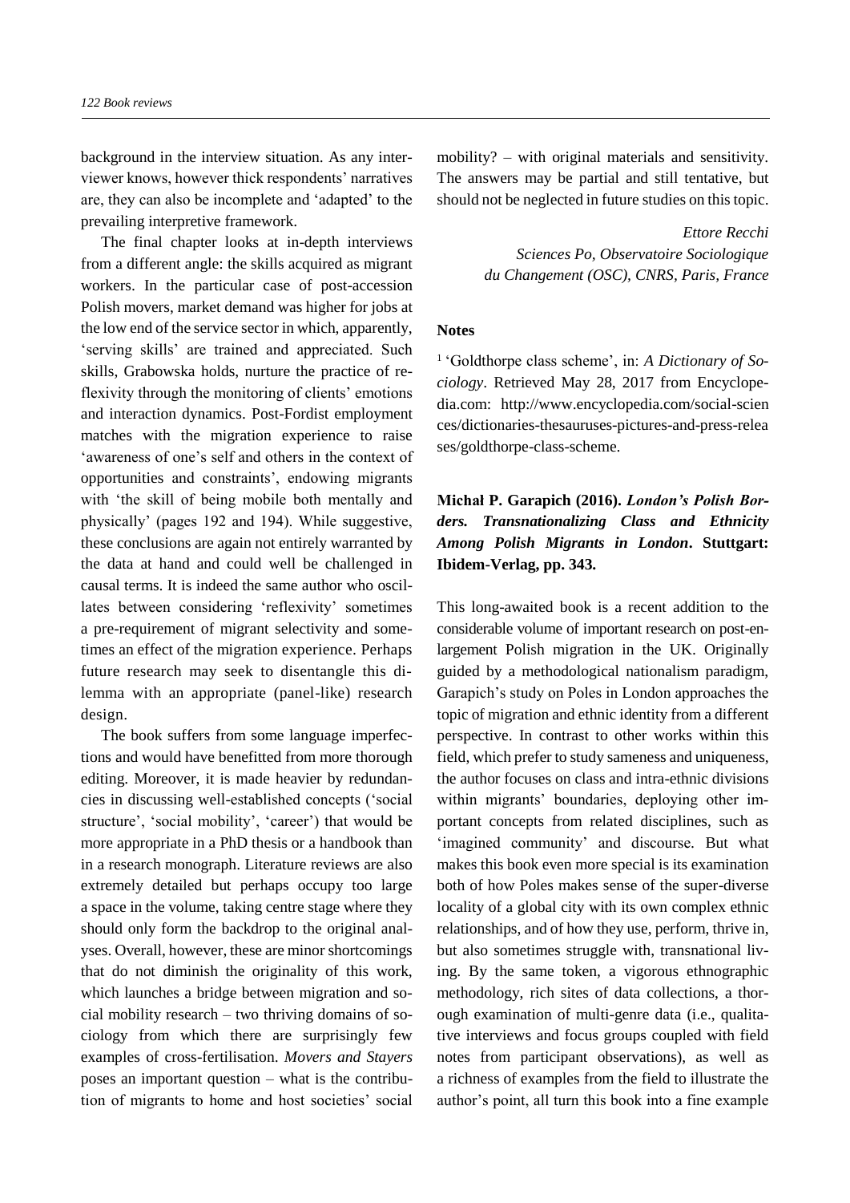background in the interview situation. As any interviewer knows, however thick respondents' narratives are, they can also be incomplete and 'adapted' to the prevailing interpretive framework.

The final chapter looks at in-depth interviews from a different angle: the skills acquired as migrant workers. In the particular case of post-accession Polish movers, market demand was higher for jobs at the low end of the service sector in which, apparently, 'serving skills' are trained and appreciated. Such skills, Grabowska holds, nurture the practice of reflexivity through the monitoring of clients' emotions and interaction dynamics. Post-Fordist employment matches with the migration experience to raise 'awareness of one's self and others in the context of opportunities and constraints', endowing migrants with 'the skill of being mobile both mentally and physically' (pages 192 and 194). While suggestive, these conclusions are again not entirely warranted by the data at hand and could well be challenged in causal terms. It is indeed the same author who oscillates between considering 'reflexivity' sometimes a pre-requirement of migrant selectivity and sometimes an effect of the migration experience. Perhaps future research may seek to disentangle this dilemma with an appropriate (panel-like) research design.

The book suffers from some language imperfections and would have benefitted from more thorough editing. Moreover, it is made heavier by redundancies in discussing well-established concepts ('social structure', 'social mobility', 'career') that would be more appropriate in a PhD thesis or a handbook than in a research monograph. Literature reviews are also extremely detailed but perhaps occupy too large a space in the volume, taking centre stage where they should only form the backdrop to the original analyses. Overall, however, these are minor shortcomings that do not diminish the originality of this work, which launches a bridge between migration and social mobility research – two thriving domains of sociology from which there are surprisingly few examples of cross-fertilisation. *Movers and Stayers* poses an important question – what is the contribution of migrants to home and host societies' social mobility? – with original materials and sensitivity. The answers may be partial and still tentative, but should not be neglected in future studies on this topic.

*Ettore Recchi*
*Sciences Po, Observatoire Sociologique du Changement (OSC), CNRS, Paris, France*

## Notes

[1] 'Goldthorpe class scheme', in: *A Dictionary of Sociology*. Retrieved May 28, 2017 from Encyclopedia.com: http://www.encyclopedia.com/social-sciences/dictionaries-thesauruses-pictures-and-press-releases/goldthorpe-class-scheme.

## Michał P. Garapich (2016). *London's Polish Borders. Transnationalizing Class and Ethnicity Among Polish Migrants in London*. Stuttgart: Ibidem-Verlag, pp. 343.

This long-awaited book is a recent addition to the considerable volume of important research on post-enlargement Polish migration in the UK. Originally guided by a methodological nationalism paradigm, Garapich's study on Poles in London approaches the topic of migration and ethnic identity from a different perspective. In contrast to other works within this field, which prefer to study sameness and uniqueness, the author focuses on class and intra-ethnic divisions within migrants' boundaries, deploying other important concepts from related disciplines, such as 'imagined community' and discourse. But what makes this book even more special is its examination both of how Poles makes sense of the super-diverse locality of a global city with its own complex ethnic relationships, and of how they use, perform, thrive in, but also sometimes struggle with, transnational living. By the same token, a vigorous ethnographic methodology, rich sites of data collections, a thorough examination of multi-genre data (i.e., qualitative interviews and focus groups coupled with field notes from participant observations), as well as a richness of examples from the field to illustrate the author's point, all turn this book into a fine example